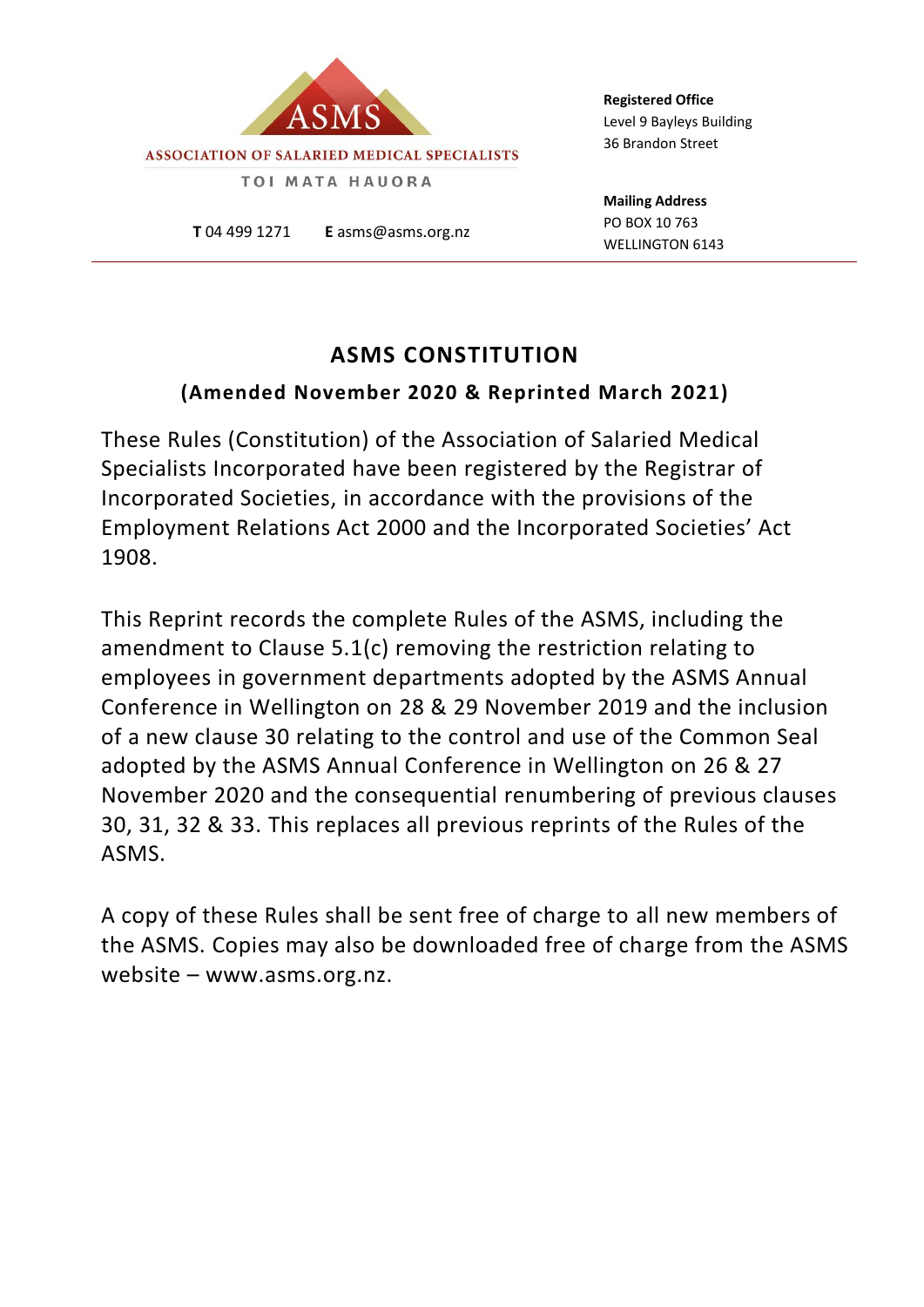ASMS

ASSOCIATION OF SALARIED MEDICAL SPECIALISTS

TOI MATA HAUORA

**T** 04 499 1271 **E** asms@asms.org.nz

**Registered Office**
Level 9 Bayleys Building
36 Brandon Street

**Mailing Address**
PO BOX 10 763
WELLINGTON 6143

# ASMS CONSTITUTION

## (Amended November 2020 & Reprinted March 2021)

These Rules (Constitution) of the Association of Salaried Medical Specialists Incorporated have been registered by the Registrar of Incorporated Societies, in accordance with the provisions of the Employment Relations Act 2000 and the Incorporated Societies' Act 1908.

This Reprint records the complete Rules of the ASMS, including the amendment to Clause 5.1(c) removing the restriction relating to employees in government departments adopted by the ASMS Annual Conference in Wellington on 28 & 29 November 2019 and the inclusion of a new clause 30 relating to the control and use of the Common Seal adopted by the ASMS Annual Conference in Wellington on 26 & 27 November 2020 and the consequential renumbering of previous clauses 30, 31, 32 & 33. This replaces all previous reprints of the Rules of the ASMS.

A copy of these Rules shall be sent free of charge to all new members of the ASMS. Copies may also be downloaded free of charge from the ASMS website – www.asms.org.nz.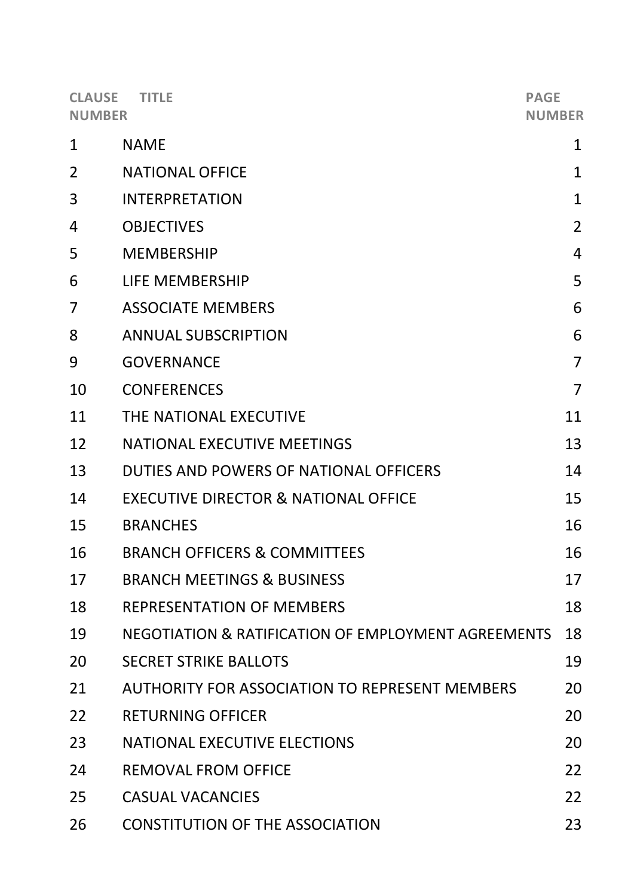| CLAUSE NUMBER | TITLE | PAGE NUMBER |
|---|---|---|
| 1 | NAME | 1 |
| 2 | NATIONAL OFFICE | 1 |
| 3 | INTERPRETATION | 1 |
| 4 | OBJECTIVES | 2 |
| 5 | MEMBERSHIP | 4 |
| 6 | LIFE MEMBERSHIP | 5 |
| 7 | ASSOCIATE MEMBERS | 6 |
| 8 | ANNUAL SUBSCRIPTION | 6 |
| 9 | GOVERNANCE | 7 |
| 10 | CONFERENCES | 7 |
| 11 | THE NATIONAL EXECUTIVE | 11 |
| 12 | NATIONAL EXECUTIVE MEETINGS | 13 |
| 13 | DUTIES AND POWERS OF NATIONAL OFFICERS | 14 |
| 14 | EXECUTIVE DIRECTOR & NATIONAL OFFICE | 15 |
| 15 | BRANCHES | 16 |
| 16 | BRANCH OFFICERS & COMMITTEES | 16 |
| 17 | BRANCH MEETINGS & BUSINESS | 17 |
| 18 | REPRESENTATION OF MEMBERS | 18 |
| 19 | NEGOTIATION & RATIFICATION OF EMPLOYMENT AGREEMENTS | 18 |
| 20 | SECRET STRIKE BALLOTS | 19 |
| 21 | AUTHORITY FOR ASSOCIATION TO REPRESENT MEMBERS | 20 |
| 22 | RETURNING OFFICER | 20 |
| 23 | NATIONAL EXECUTIVE ELECTIONS | 20 |
| 24 | REMOVAL FROM OFFICE | 22 |
| 25 | CASUAL VACANCIES | 22 |
| 26 | CONSTITUTION OF THE ASSOCIATION | 23 |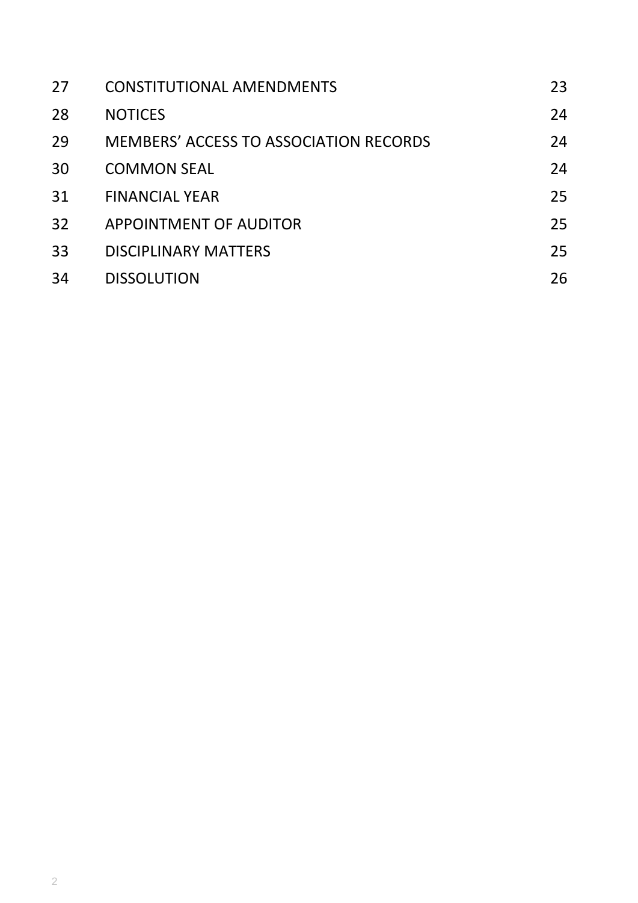| | | |
|---|---|---|
| 27 | CONSTITUTIONAL AMENDMENTS | 23 |
| 28 | NOTICES | 24 |
| 29 | MEMBERS' ACCESS TO ASSOCIATION RECORDS | 24 |
| 30 | COMMON SEAL | 24 |
| 31 | FINANCIAL YEAR | 25 |
| 32 | APPOINTMENT OF AUDITOR | 25 |
| 33 | DISCIPLINARY MATTERS | 25 |
| 34 | DISSOLUTION | 26 |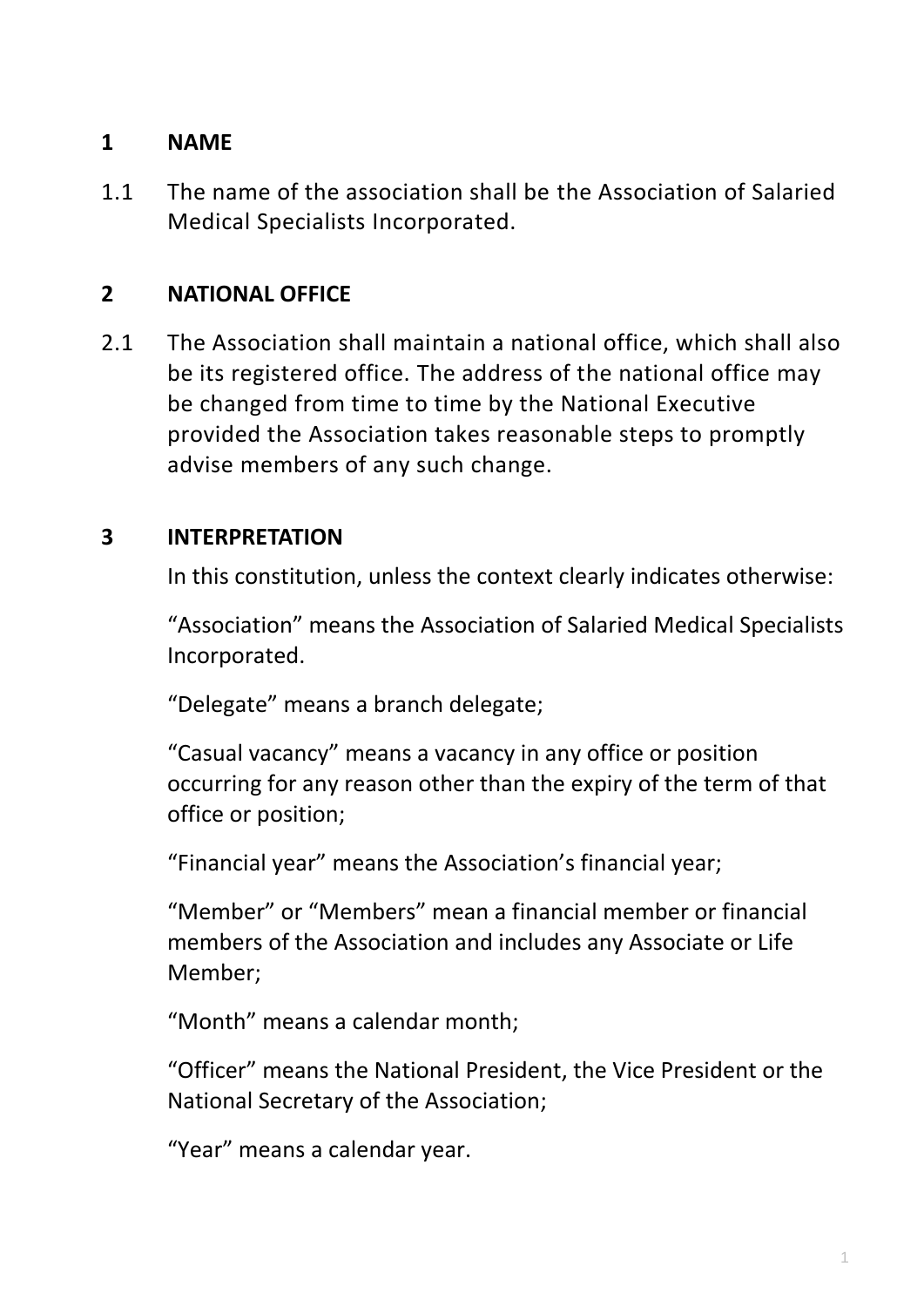## 1 NAME

1.1 The name of the association shall be the Association of Salaried Medical Specialists Incorporated.

## 2 NATIONAL OFFICE

2.1 The Association shall maintain a national office, which shall also be its registered office. The address of the national office may be changed from time to time by the National Executive provided the Association takes reasonable steps to promptly advise members of any such change.

## 3 INTERPRETATION

In this constitution, unless the context clearly indicates otherwise:

“Association” means the Association of Salaried Medical Specialists Incorporated.

“Delegate” means a branch delegate;

“Casual vacancy” means a vacancy in any office or position occurring for any reason other than the expiry of the term of that office or position;

“Financial year” means the Association’s financial year;

“Member” or “Members” mean a financial member or financial members of the Association and includes any Associate or Life Member;

“Month” means a calendar month;

“Officer” means the National President, the Vice President or the National Secretary of the Association;

“Year” means a calendar year.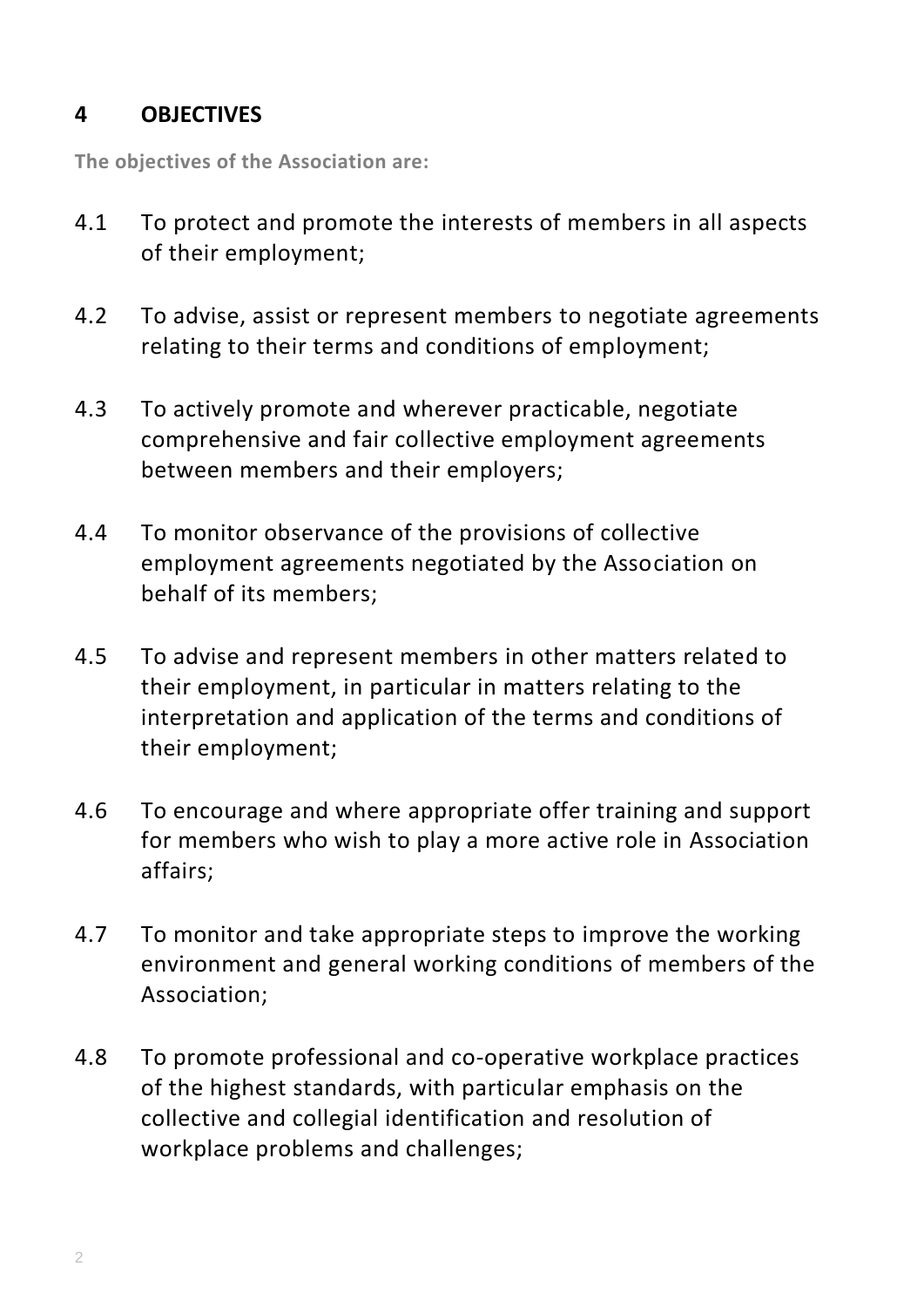## 4 OBJECTIVES

**The objectives of the Association are:**

4.1 To protect and promote the interests of members in all aspects of their employment;

4.2 To advise, assist or represent members to negotiate agreements relating to their terms and conditions of employment;

4.3 To actively promote and wherever practicable, negotiate comprehensive and fair collective employment agreements between members and their employers;

4.4 To monitor observance of the provisions of collective employment agreements negotiated by the Association on behalf of its members;

4.5 To advise and represent members in other matters related to their employment, in particular in matters relating to the interpretation and application of the terms and conditions of their employment;

4.6 To encourage and where appropriate offer training and support for members who wish to play a more active role in Association affairs;

4.7 To monitor and take appropriate steps to improve the working environment and general working conditions of members of the Association;

4.8 To promote professional and co-operative workplace practices of the highest standards, with particular emphasis on the collective and collegial identification and resolution of workplace problems and challenges;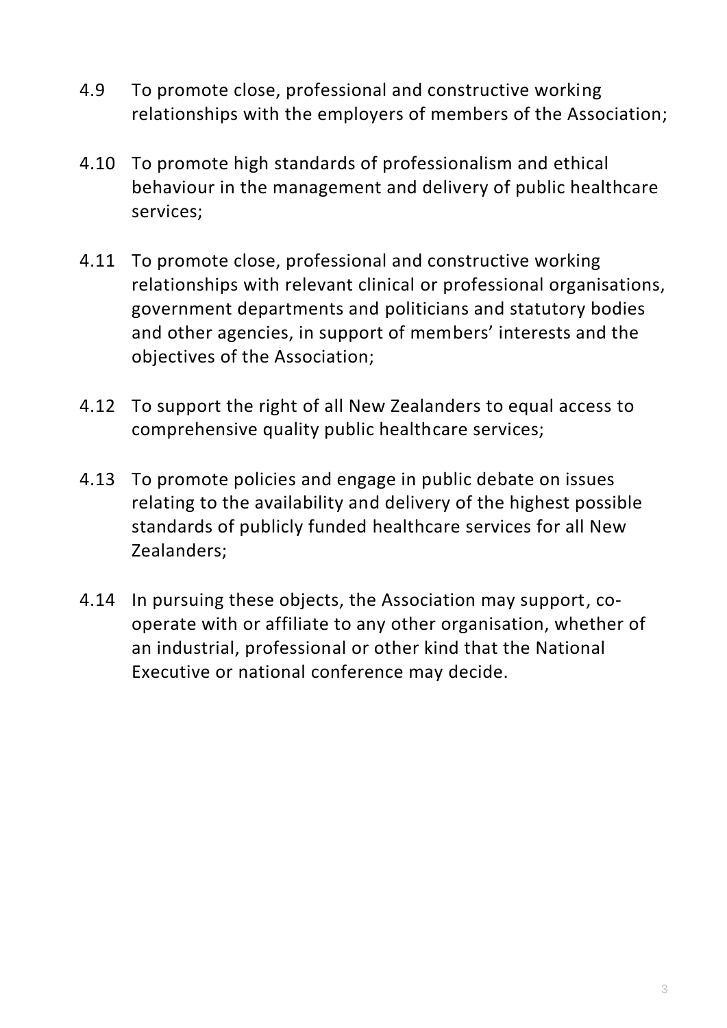4.9 To promote close, professional and constructive working relationships with the employers of members of the Association;

4.10 To promote high standards of professionalism and ethical behaviour in the management and delivery of public healthcare services;

4.11 To promote close, professional and constructive working relationships with relevant clinical or professional organisations, government departments and politicians and statutory bodies and other agencies, in support of members' interests and the objectives of the Association;

4.12 To support the right of all New Zealanders to equal access to comprehensive quality public healthcare services;

4.13 To promote policies and engage in public debate on issues relating to the availability and delivery of the highest possible standards of publicly funded healthcare services for all New Zealanders;

4.14 In pursuing these objects, the Association may support, co-operate with or affiliate to any other organisation, whether of an industrial, professional or other kind that the National Executive or national conference may decide.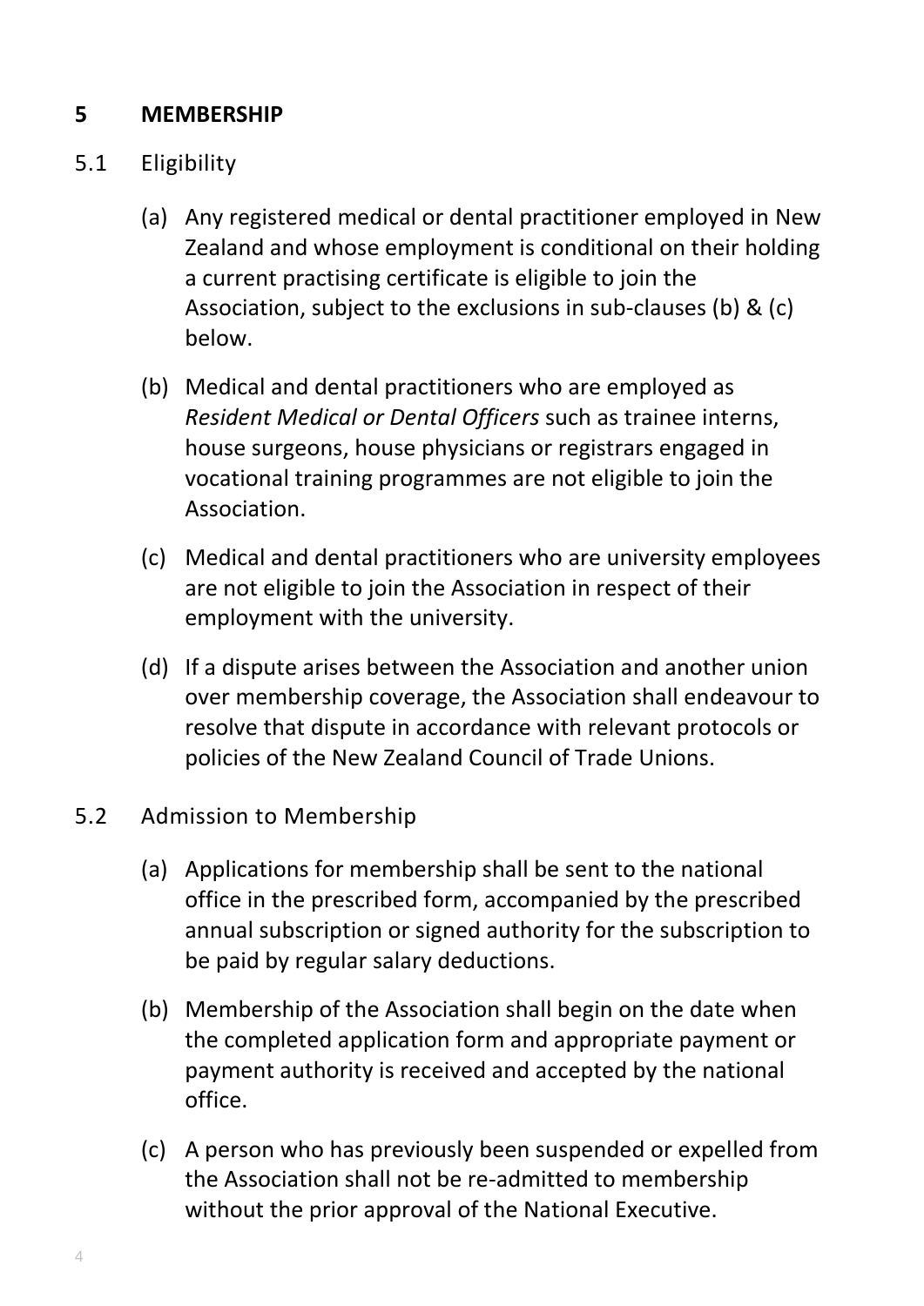## 5 MEMBERSHIP

### 5.1 Eligibility

(a) Any registered medical or dental practitioner employed in New Zealand and whose employment is conditional on their holding a current practising certificate is eligible to join the Association, subject to the exclusions in sub-clauses (b) & (c) below.

(b) Medical and dental practitioners who are employed as *Resident Medical or Dental Officers* such as trainee interns, house surgeons, house physicians or registrars engaged in vocational training programmes are not eligible to join the Association.

(c) Medical and dental practitioners who are university employees are not eligible to join the Association in respect of their employment with the university.

(d) If a dispute arises between the Association and another union over membership coverage, the Association shall endeavour to resolve that dispute in accordance with relevant protocols or policies of the New Zealand Council of Trade Unions.

### 5.2 Admission to Membership

(a) Applications for membership shall be sent to the national office in the prescribed form, accompanied by the prescribed annual subscription or signed authority for the subscription to be paid by regular salary deductions.

(b) Membership of the Association shall begin on the date when the completed application form and appropriate payment or payment authority is received and accepted by the national office.

(c) A person who has previously been suspended or expelled from the Association shall not be re-admitted to membership without the prior approval of the National Executive.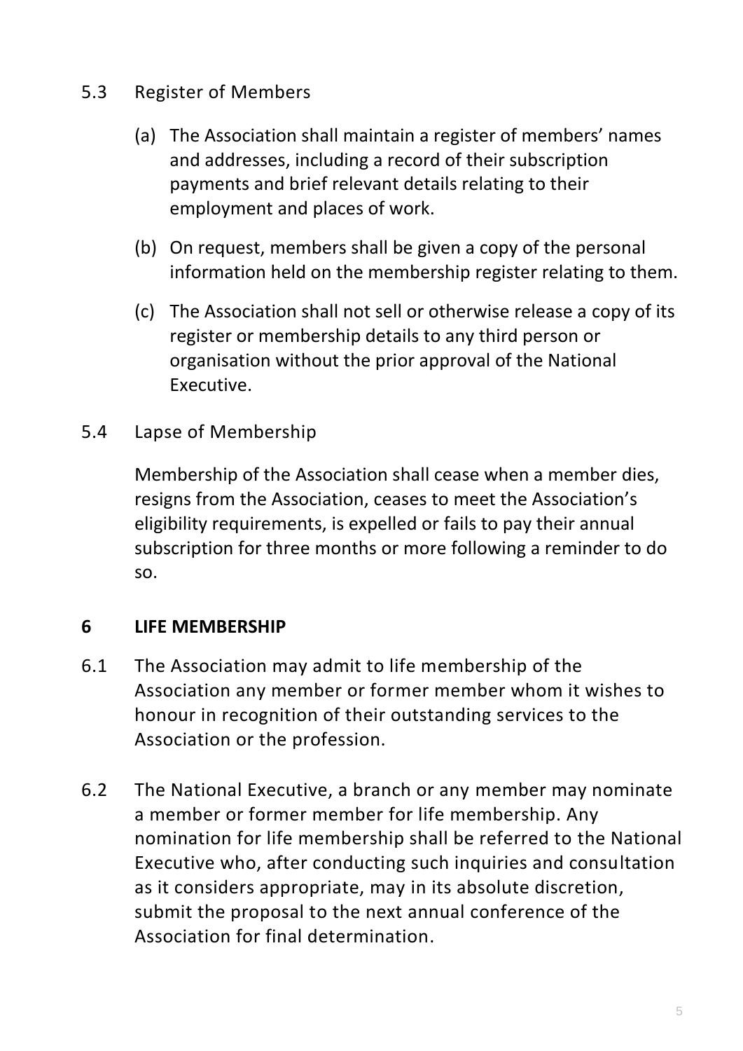### 5.3 Register of Members

(a) The Association shall maintain a register of members' names and addresses, including a record of their subscription payments and brief relevant details relating to their employment and places of work.

(b) On request, members shall be given a copy of the personal information held on the membership register relating to them.

(c) The Association shall not sell or otherwise release a copy of its register or membership details to any third person or organisation without the prior approval of the National Executive.

### 5.4 Lapse of Membership

Membership of the Association shall cease when a member dies, resigns from the Association, ceases to meet the Association's eligibility requirements, is expelled or fails to pay their annual subscription for three months or more following a reminder to do so.

## 6 LIFE MEMBERSHIP

6.1 The Association may admit to life membership of the Association any member or former member whom it wishes to honour in recognition of their outstanding services to the Association or the profession.

6.2 The National Executive, a branch or any member may nominate a member or former member for life membership. Any nomination for life membership shall be referred to the National Executive who, after conducting such inquiries and consultation as it considers appropriate, may in its absolute discretion, submit the proposal to the next annual conference of the Association for final determination.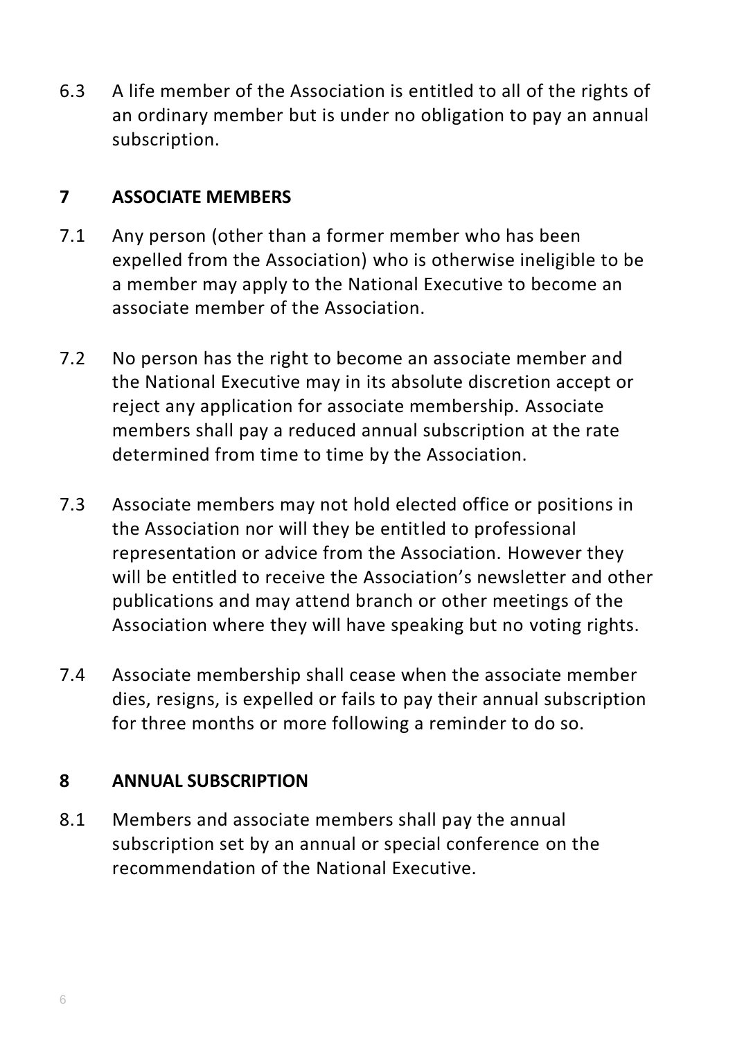6.3 A life member of the Association is entitled to all of the rights of an ordinary member but is under no obligation to pay an annual subscription.

## 7 ASSOCIATE MEMBERS

7.1 Any person (other than a former member who has been expelled from the Association) who is otherwise ineligible to be a member may apply to the National Executive to become an associate member of the Association.

7.2 No person has the right to become an associate member and the National Executive may in its absolute discretion accept or reject any application for associate membership. Associate members shall pay a reduced annual subscription at the rate determined from time to time by the Association.

7.3 Associate members may not hold elected office or positions in the Association nor will they be entitled to professional representation or advice from the Association. However they will be entitled to receive the Association's newsletter and other publications and may attend branch or other meetings of the Association where they will have speaking but no voting rights.

7.4 Associate membership shall cease when the associate member dies, resigns, is expelled or fails to pay their annual subscription for three months or more following a reminder to do so.

## 8 ANNUAL SUBSCRIPTION

8.1 Members and associate members shall pay the annual subscription set by an annual or special conference on the recommendation of the National Executive.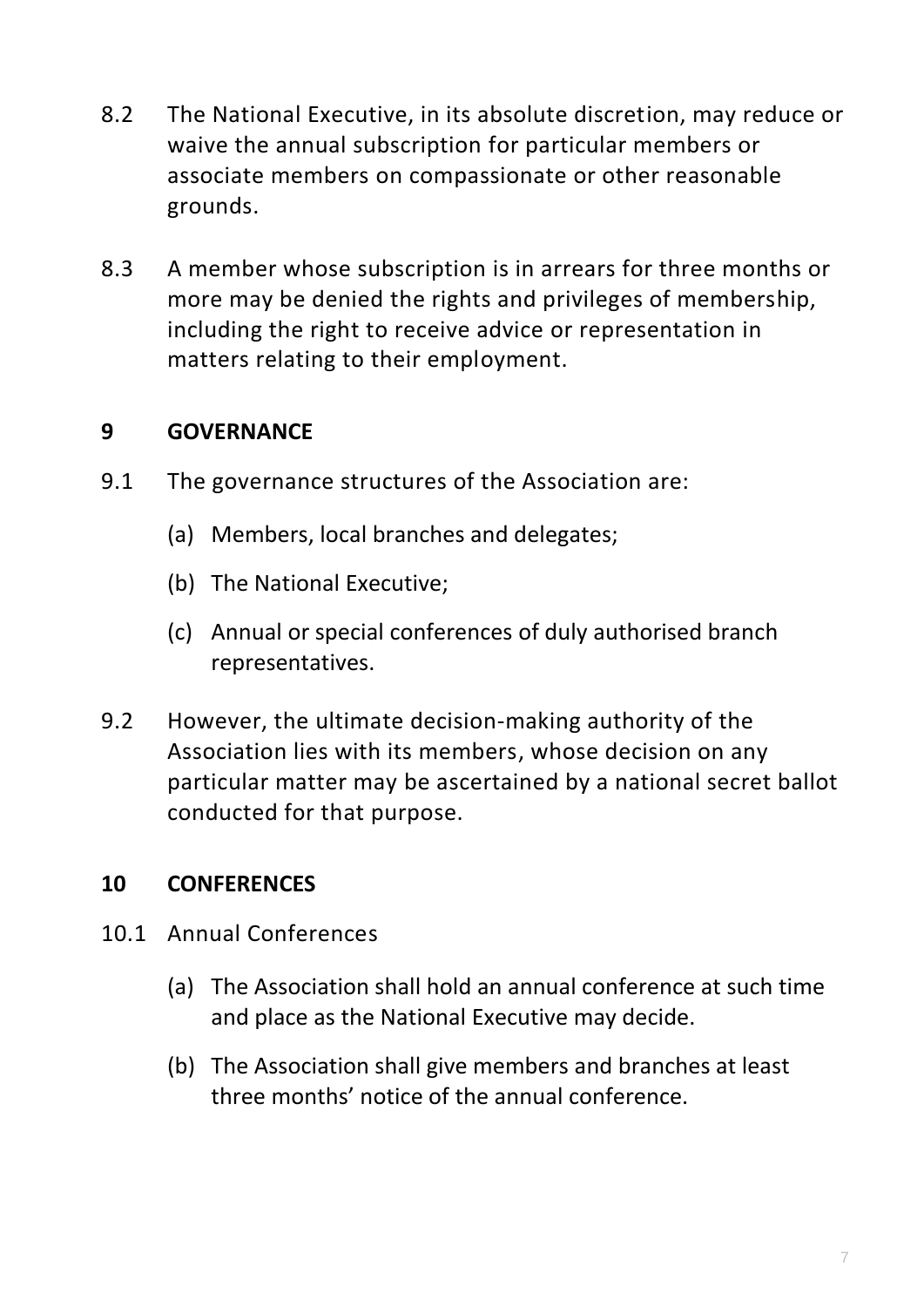8.2 The National Executive, in its absolute discretion, may reduce or waive the annual subscription for particular members or associate members on compassionate or other reasonable grounds.

8.3 A member whose subscription is in arrears for three months or more may be denied the rights and privileges of membership, including the right to receive advice or representation in matters relating to their employment.

## 9 GOVERNANCE

9.1 The governance structures of the Association are:

(a) Members, local branches and delegates;

(b) The National Executive;

(c) Annual or special conferences of duly authorised branch representatives.

9.2 However, the ultimate decision-making authority of the Association lies with its members, whose decision on any particular matter may be ascertained by a national secret ballot conducted for that purpose.

## 10 CONFERENCES

10.1 Annual Conferences

(a) The Association shall hold an annual conference at such time and place as the National Executive may decide.

(b) The Association shall give members and branches at least three months' notice of the annual conference.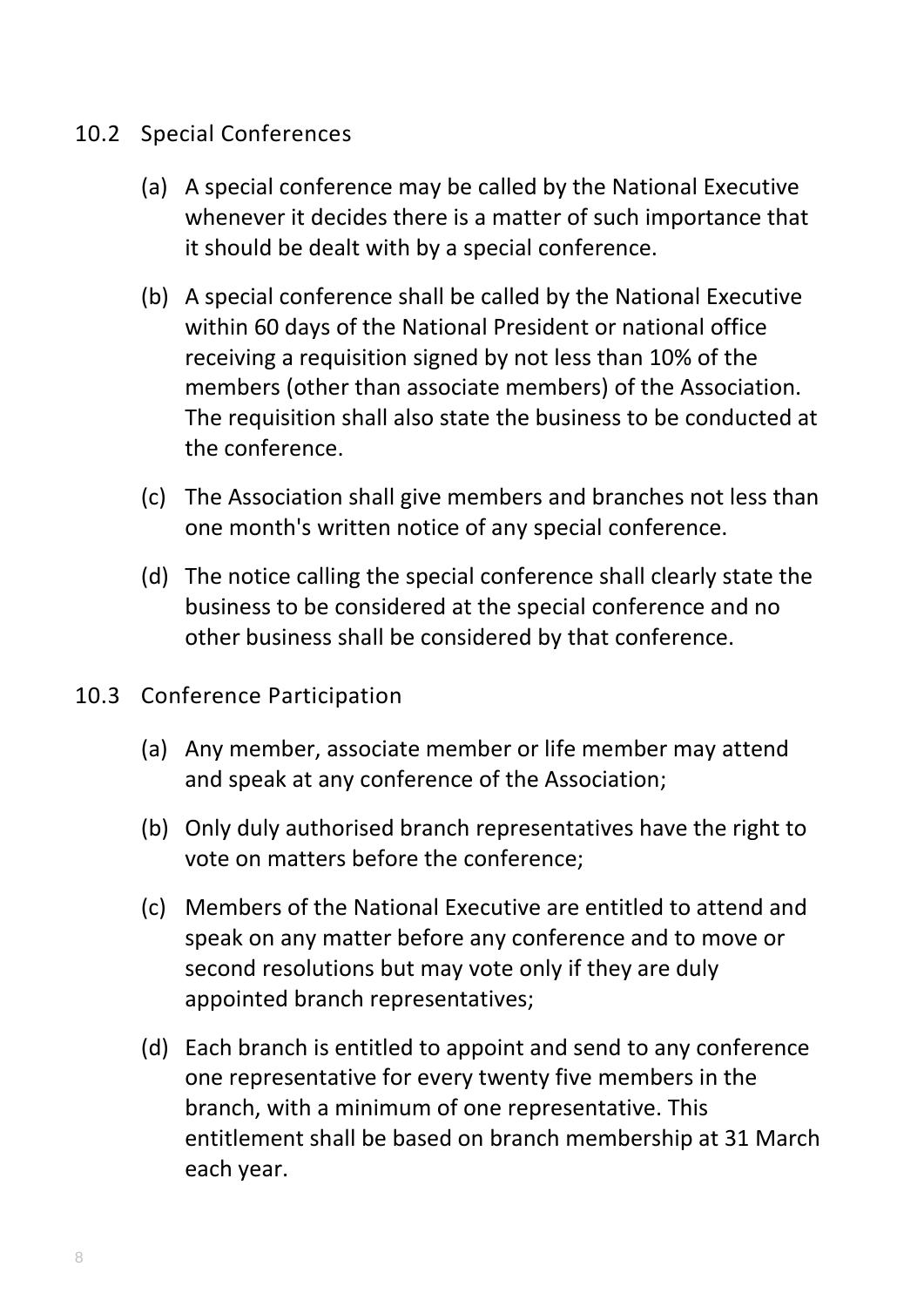### 10.2 Special Conferences

(a) A special conference may be called by the National Executive whenever it decides there is a matter of such importance that it should be dealt with by a special conference.

(b) A special conference shall be called by the National Executive within 60 days of the National President or national office receiving a requisition signed by not less than 10% of the members (other than associate members) of the Association. The requisition shall also state the business to be conducted at the conference.

(c) The Association shall give members and branches not less than one month's written notice of any special conference.

(d) The notice calling the special conference shall clearly state the business to be considered at the special conference and no other business shall be considered by that conference.

### 10.3 Conference Participation

(a) Any member, associate member or life member may attend and speak at any conference of the Association;

(b) Only duly authorised branch representatives have the right to vote on matters before the conference;

(c) Members of the National Executive are entitled to attend and speak on any matter before any conference and to move or second resolutions but may vote only if they are duly appointed branch representatives;

(d) Each branch is entitled to appoint and send to any conference one representative for every twenty five members in the branch, with a minimum of one representative. This entitlement shall be based on branch membership at 31 March each year.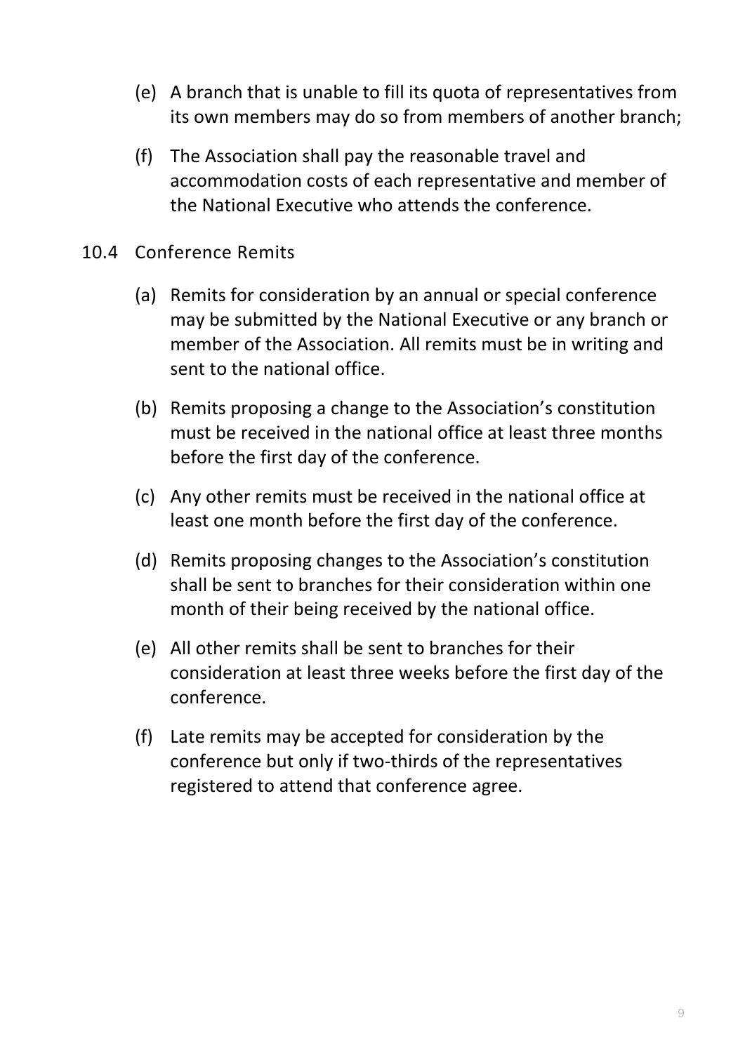(e) A branch that is unable to fill its quota of representatives from its own members may do so from members of another branch;

(f) The Association shall pay the reasonable travel and accommodation costs of each representative and member of the National Executive who attends the conference.

10.4 Conference Remits

(a) Remits for consideration by an annual or special conference may be submitted by the National Executive or any branch or member of the Association. All remits must be in writing and sent to the national office.

(b) Remits proposing a change to the Association's constitution must be received in the national office at least three months before the first day of the conference.

(c) Any other remits must be received in the national office at least one month before the first day of the conference.

(d) Remits proposing changes to the Association's constitution shall be sent to branches for their consideration within one month of their being received by the national office.

(e) All other remits shall be sent to branches for their consideration at least three weeks before the first day of the conference.

(f) Late remits may be accepted for consideration by the conference but only if two-thirds of the representatives registered to attend that conference agree.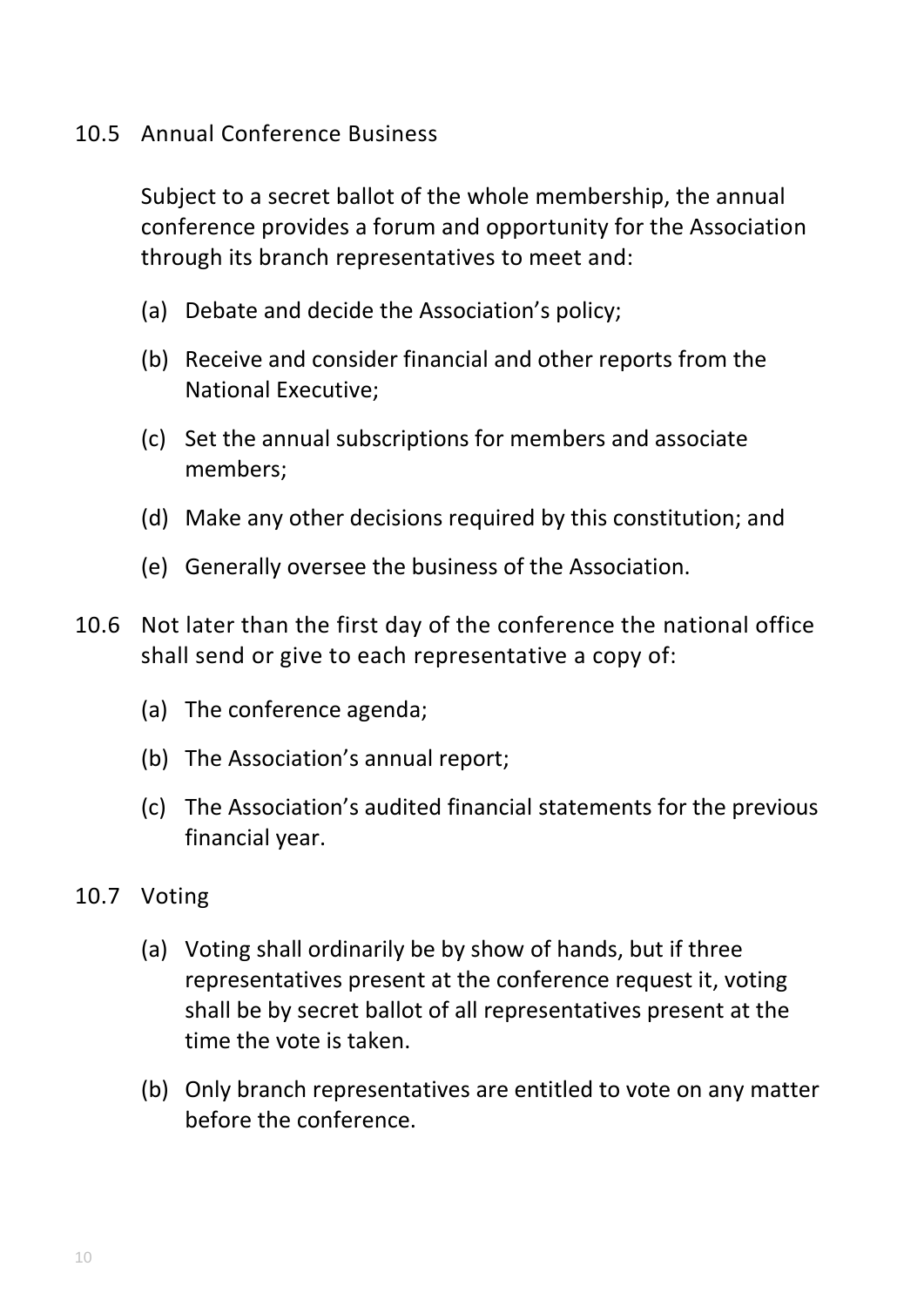10.5 Annual Conference Business

Subject to a secret ballot of the whole membership, the annual conference provides a forum and opportunity for the Association through its branch representatives to meet and:

(a) Debate and decide the Association's policy;

(b) Receive and consider financial and other reports from the National Executive;

(c) Set the annual subscriptions for members and associate members;

(d) Make any other decisions required by this constitution; and

(e) Generally oversee the business of the Association.

10.6 Not later than the first day of the conference the national office shall send or give to each representative a copy of:

(a) The conference agenda;

(b) The Association's annual report;

(c) The Association's audited financial statements for the previous financial year.

10.7 Voting

(a) Voting shall ordinarily be by show of hands, but if three representatives present at the conference request it, voting shall be by secret ballot of all representatives present at the time the vote is taken.

(b) Only branch representatives are entitled to vote on any matter before the conference.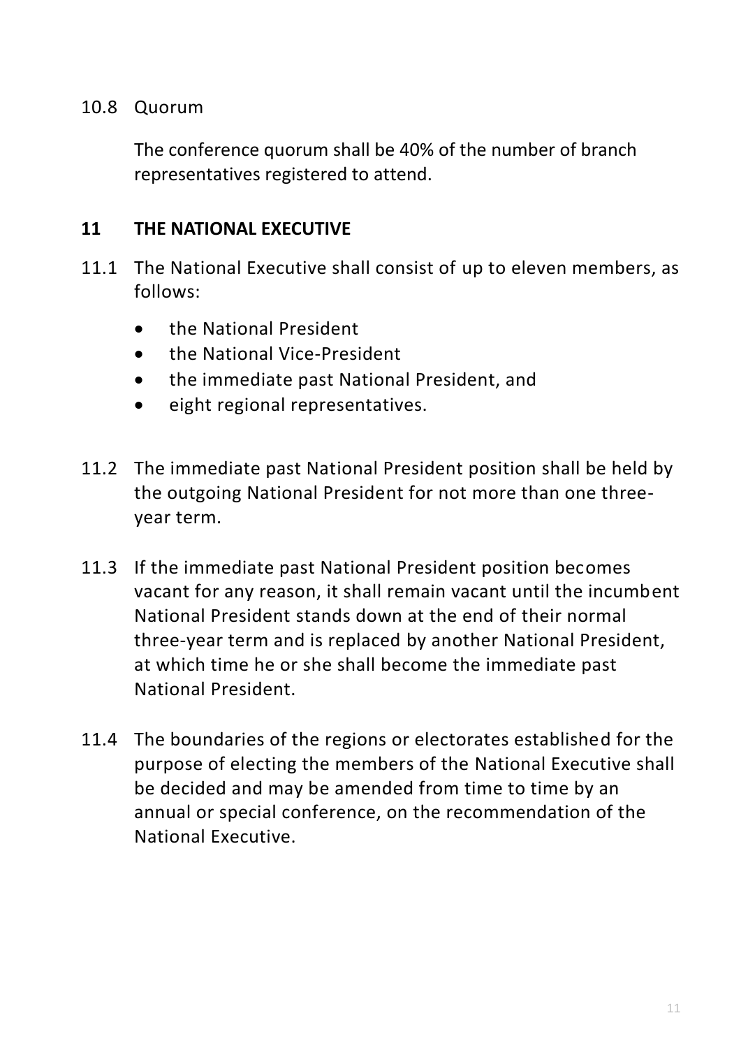10.8 Quorum

The conference quorum shall be 40% of the number of branch representatives registered to attend.

## 11 THE NATIONAL EXECUTIVE

11.1 The National Executive shall consist of up to eleven members, as follows:

- the National President
- the National Vice-President
- the immediate past National President, and
- eight regional representatives.

11.2 The immediate past National President position shall be held by the outgoing National President for not more than one three-year term.

11.3 If the immediate past National President position becomes vacant for any reason, it shall remain vacant until the incumbent National President stands down at the end of their normal three-year term and is replaced by another National President, at which time he or she shall become the immediate past National President.

11.4 The boundaries of the regions or electorates established for the purpose of electing the members of the National Executive shall be decided and may be amended from time to time by an annual or special conference, on the recommendation of the National Executive.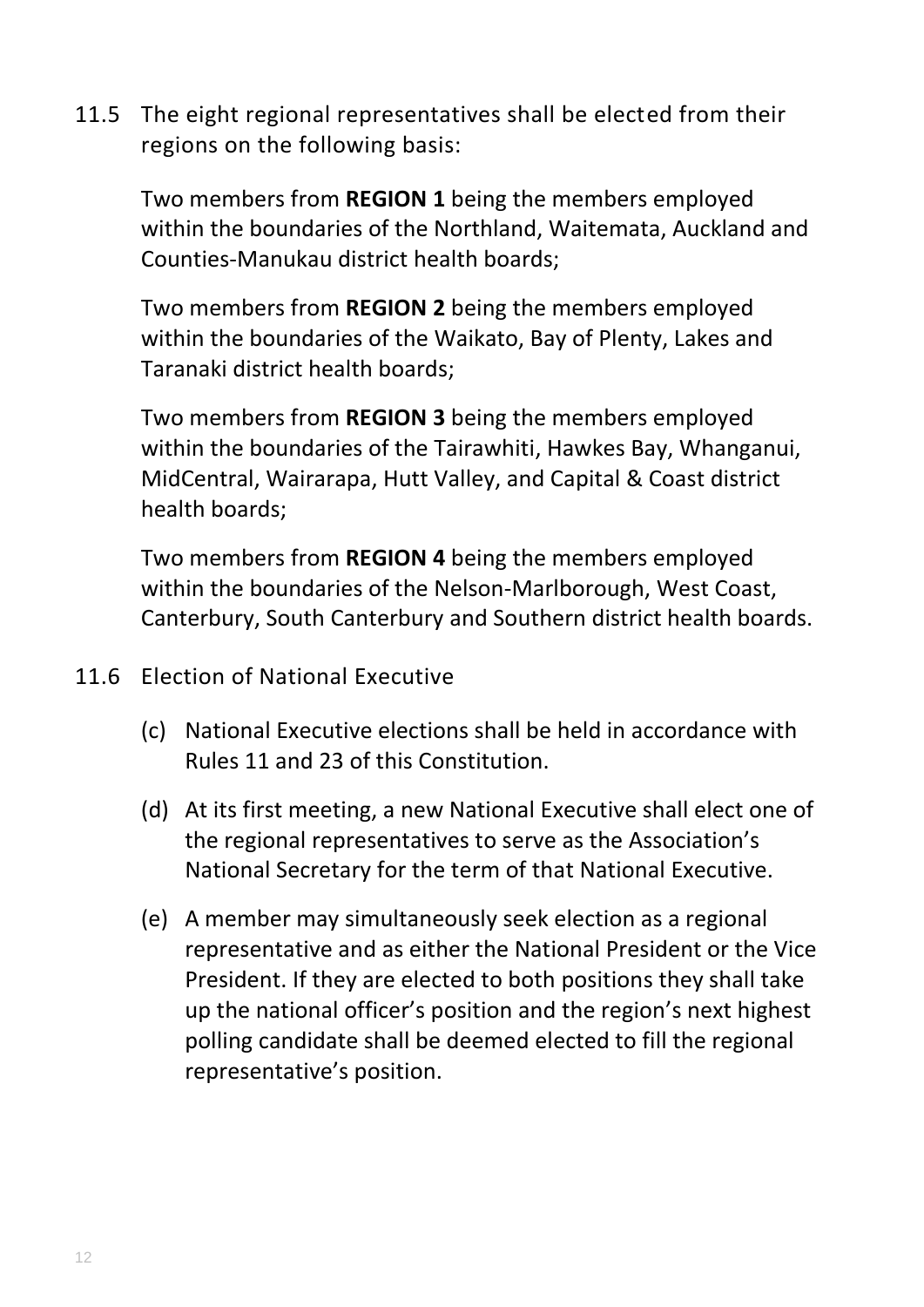11.5 The eight regional representatives shall be elected from their regions on the following basis:

Two members from **REGION 1** being the members employed within the boundaries of the Northland, Waitemata, Auckland and Counties-Manukau district health boards;

Two members from **REGION 2** being the members employed within the boundaries of the Waikato, Bay of Plenty, Lakes and Taranaki district health boards;

Two members from **REGION 3** being the members employed within the boundaries of the Tairawhiti, Hawkes Bay, Whanganui, MidCentral, Wairarapa, Hutt Valley, and Capital & Coast district health boards;

Two members from **REGION 4** being the members employed within the boundaries of the Nelson-Marlborough, West Coast, Canterbury, South Canterbury and Southern district health boards.

11.6 Election of National Executive

(c) National Executive elections shall be held in accordance with Rules 11 and 23 of this Constitution.

(d) At its first meeting, a new National Executive shall elect one of the regional representatives to serve as the Association's National Secretary for the term of that National Executive.

(e) A member may simultaneously seek election as a regional representative and as either the National President or the Vice President. If they are elected to both positions they shall take up the national officer's position and the region's next highest polling candidate shall be deemed elected to fill the regional representative's position.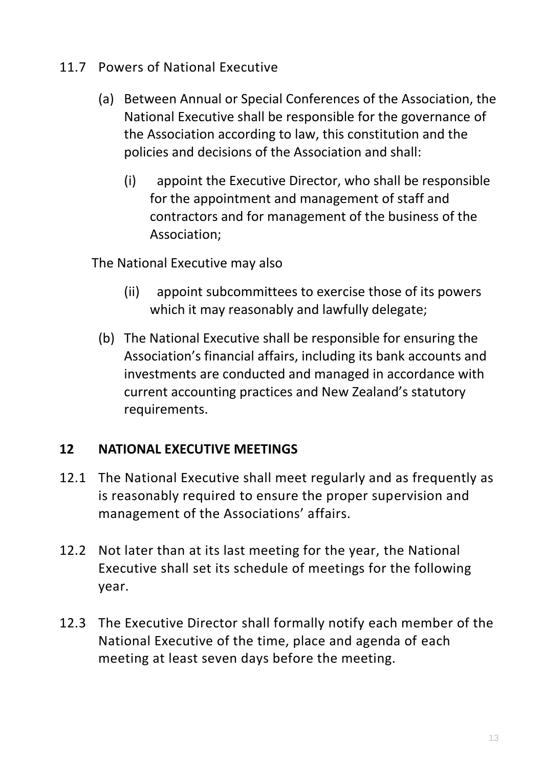11.7 Powers of National Executive

(a) Between Annual or Special Conferences of the Association, the National Executive shall be responsible for the governance of the Association according to law, this constitution and the policies and decisions of the Association and shall:

(i) appoint the Executive Director, who shall be responsible for the appointment and management of staff and contractors and for management of the business of the Association;

The National Executive may also

(ii) appoint subcommittees to exercise those of its powers which it may reasonably and lawfully delegate;

(b) The National Executive shall be responsible for ensuring the Association's financial affairs, including its bank accounts and investments are conducted and managed in accordance with current accounting practices and New Zealand's statutory requirements.

## 12 NATIONAL EXECUTIVE MEETINGS

12.1 The National Executive shall meet regularly and as frequently as is reasonably required to ensure the proper supervision and management of the Associations' affairs.

12.2 Not later than at its last meeting for the year, the National Executive shall set its schedule of meetings for the following year.

12.3 The Executive Director shall formally notify each member of the National Executive of the time, place and agenda of each meeting at least seven days before the meeting.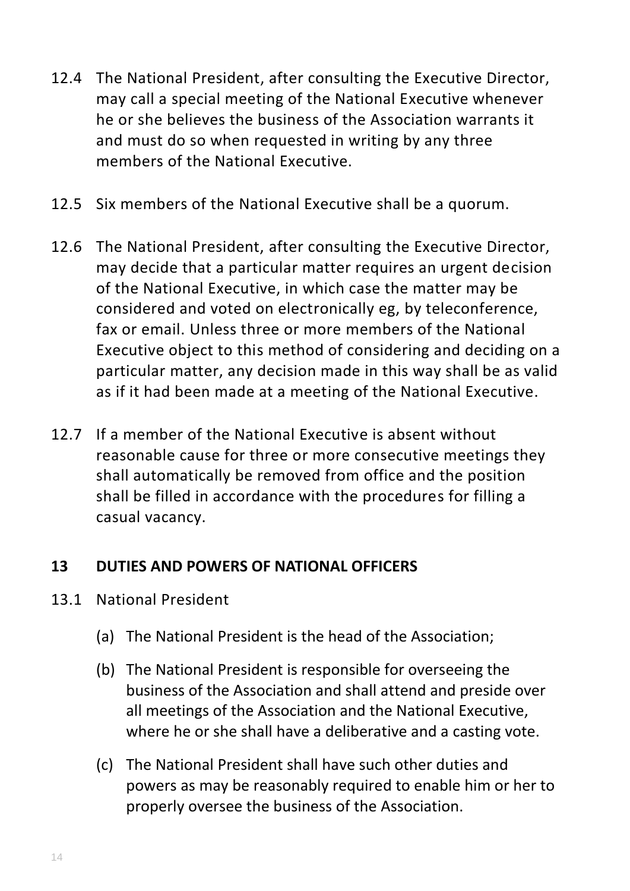12.4 The National President, after consulting the Executive Director, may call a special meeting of the National Executive whenever he or she believes the business of the Association warrants it and must do so when requested in writing by any three members of the National Executive.

12.5 Six members of the National Executive shall be a quorum.

12.6 The National President, after consulting the Executive Director, may decide that a particular matter requires an urgent decision of the National Executive, in which case the matter may be considered and voted on electronically eg, by teleconference, fax or email. Unless three or more members of the National Executive object to this method of considering and deciding on a particular matter, any decision made in this way shall be as valid as if it had been made at a meeting of the National Executive.

12.7 If a member of the National Executive is absent without reasonable cause for three or more consecutive meetings they shall automatically be removed from office and the position shall be filled in accordance with the procedures for filling a casual vacancy.

## 13 DUTIES AND POWERS OF NATIONAL OFFICERS

13.1 National President

(a) The National President is the head of the Association;

(b) The National President is responsible for overseeing the business of the Association and shall attend and preside over all meetings of the Association and the National Executive, where he or she shall have a deliberative and a casting vote.

(c) The National President shall have such other duties and powers as may be reasonably required to enable him or her to properly oversee the business of the Association.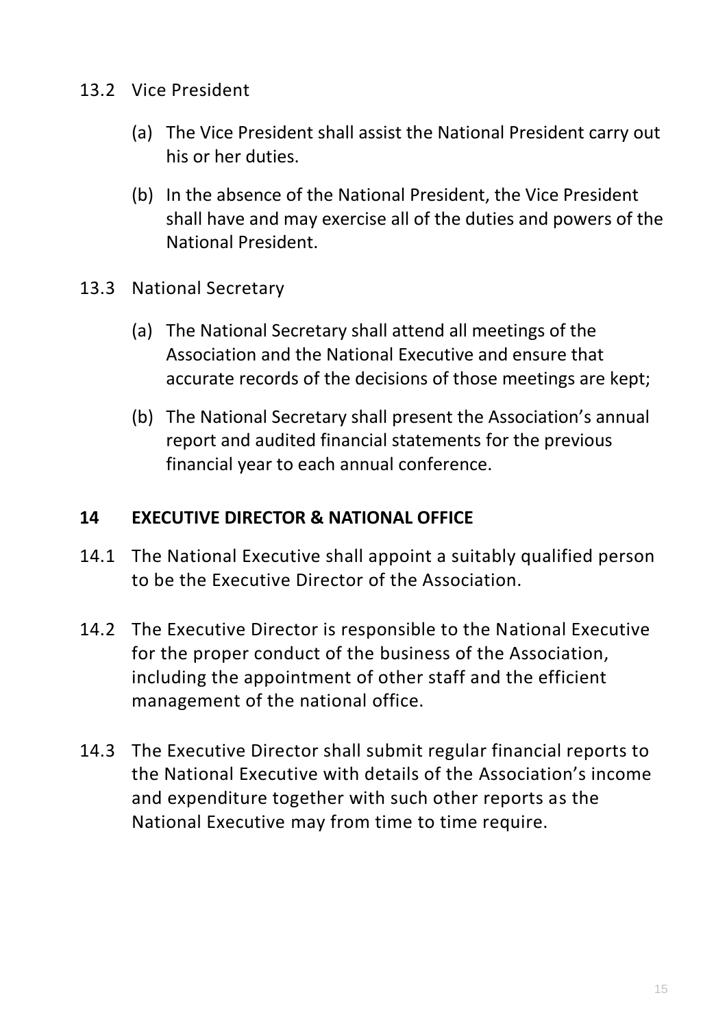13.2 Vice President

(a) The Vice President shall assist the National President carry out his or her duties.

(b) In the absence of the National President, the Vice President shall have and may exercise all of the duties and powers of the National President.

13.3 National Secretary

(a) The National Secretary shall attend all meetings of the Association and the National Executive and ensure that accurate records of the decisions of those meetings are kept;

(b) The National Secretary shall present the Association's annual report and audited financial statements for the previous financial year to each annual conference.

## 14 EXECUTIVE DIRECTOR & NATIONAL OFFICE

14.1 The National Executive shall appoint a suitably qualified person to be the Executive Director of the Association.

14.2 The Executive Director is responsible to the National Executive for the proper conduct of the business of the Association, including the appointment of other staff and the efficient management of the national office.

14.3 The Executive Director shall submit regular financial reports to the National Executive with details of the Association's income and expenditure together with such other reports as the National Executive may from time to time require.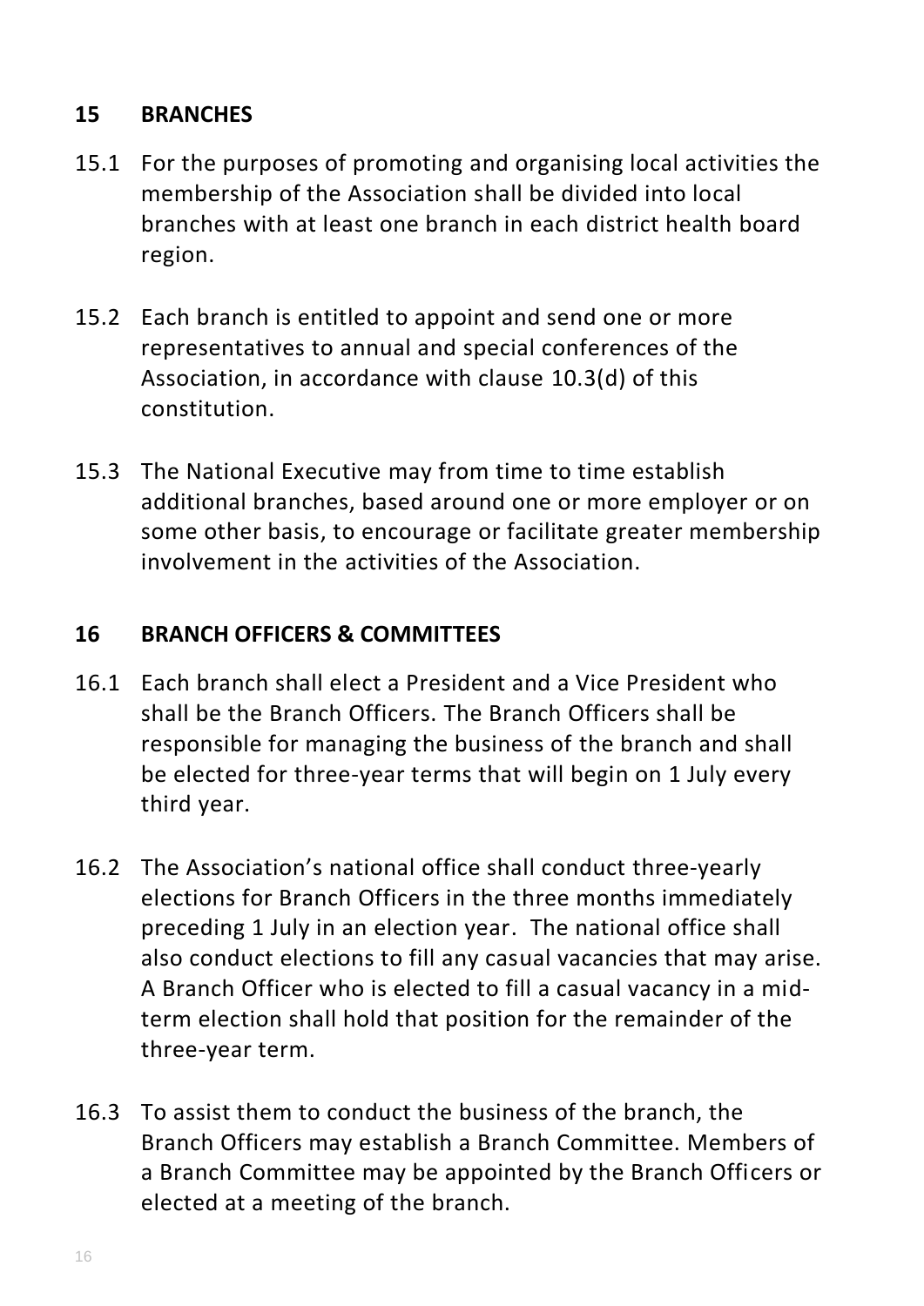## 15 BRANCHES

15.1 For the purposes of promoting and organising local activities the membership of the Association shall be divided into local branches with at least one branch in each district health board region.

15.2 Each branch is entitled to appoint and send one or more representatives to annual and special conferences of the Association, in accordance with clause 10.3(d) of this constitution.

15.3 The National Executive may from time to time establish additional branches, based around one or more employer or on some other basis, to encourage or facilitate greater membership involvement in the activities of the Association.

## 16 BRANCH OFFICERS & COMMITTEES

16.1 Each branch shall elect a President and a Vice President who shall be the Branch Officers. The Branch Officers shall be responsible for managing the business of the branch and shall be elected for three-year terms that will begin on 1 July every third year.

16.2 The Association's national office shall conduct three-yearly elections for Branch Officers in the three months immediately preceding 1 July in an election year. The national office shall also conduct elections to fill any casual vacancies that may arise. A Branch Officer who is elected to fill a casual vacancy in a mid-term election shall hold that position for the remainder of the three-year term.

16.3 To assist them to conduct the business of the branch, the Branch Officers may establish a Branch Committee. Members of a Branch Committee may be appointed by the Branch Officers or elected at a meeting of the branch.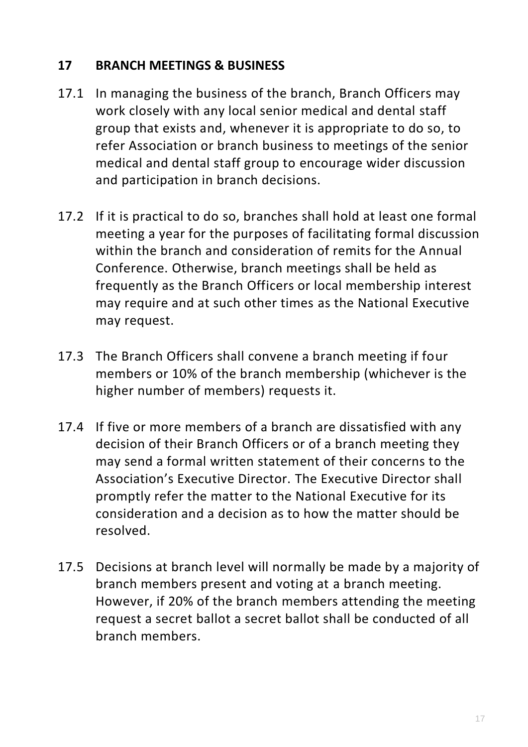## 17 BRANCH MEETINGS & BUSINESS

17.1 In managing the business of the branch, Branch Officers may work closely with any local senior medical and dental staff group that exists and, whenever it is appropriate to do so, to refer Association or branch business to meetings of the senior medical and dental staff group to encourage wider discussion and participation in branch decisions.

17.2 If it is practical to do so, branches shall hold at least one formal meeting a year for the purposes of facilitating formal discussion within the branch and consideration of remits for the Annual Conference. Otherwise, branch meetings shall be held as frequently as the Branch Officers or local membership interest may require and at such other times as the National Executive may request.

17.3 The Branch Officers shall convene a branch meeting if four members or 10% of the branch membership (whichever is the higher number of members) requests it.

17.4 If five or more members of a branch are dissatisfied with any decision of their Branch Officers or of a branch meeting they may send a formal written statement of their concerns to the Association's Executive Director. The Executive Director shall promptly refer the matter to the National Executive for its consideration and a decision as to how the matter should be resolved.

17.5 Decisions at branch level will normally be made by a majority of branch members present and voting at a branch meeting. However, if 20% of the branch members attending the meeting request a secret ballot a secret ballot shall be conducted of all branch members.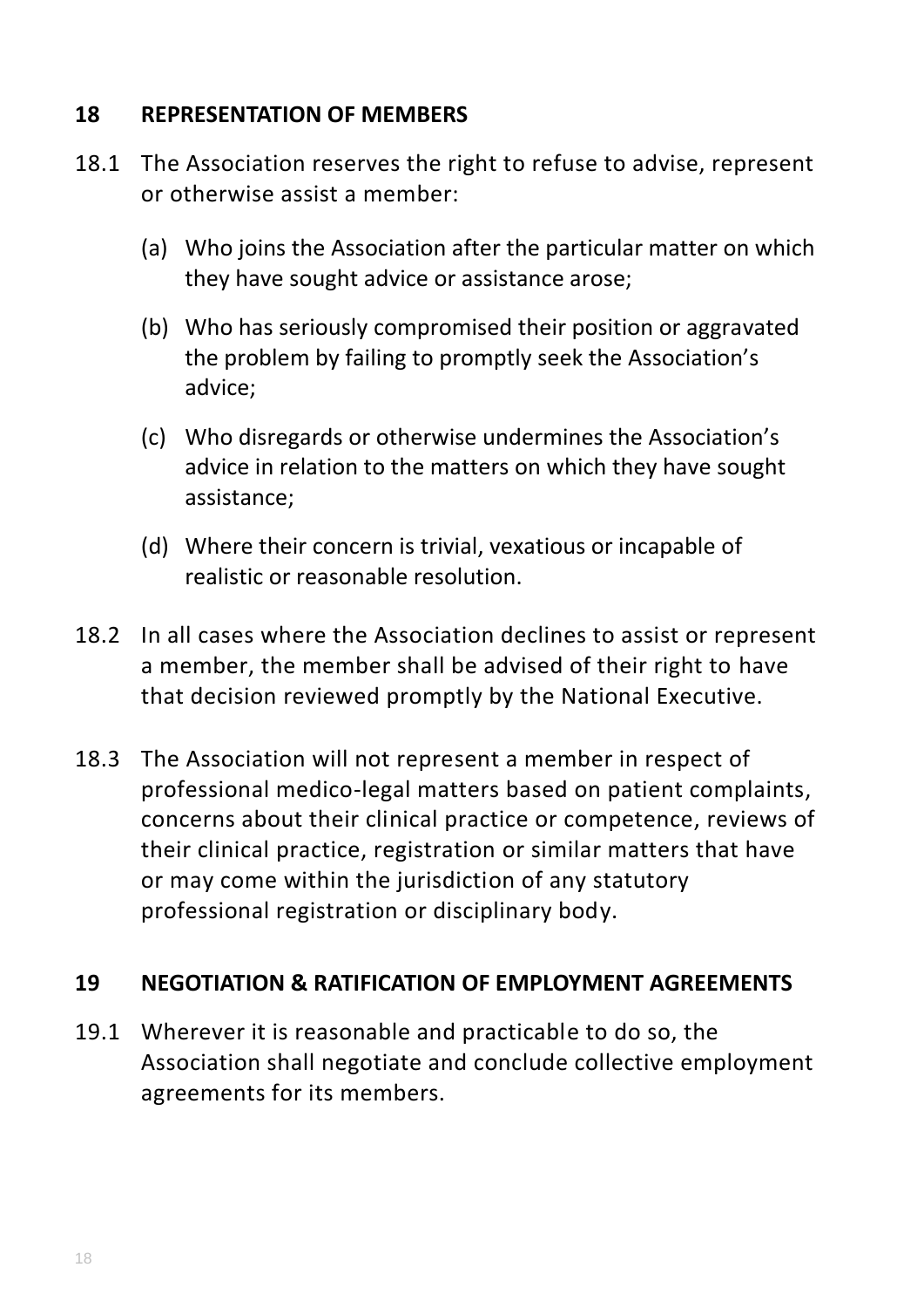## 18 REPRESENTATION OF MEMBERS

18.1 The Association reserves the right to refuse to advise, represent or otherwise assist a member:

(a) Who joins the Association after the particular matter on which they have sought advice or assistance arose;

(b) Who has seriously compromised their position or aggravated the problem by failing to promptly seek the Association's advice;

(c) Who disregards or otherwise undermines the Association's advice in relation to the matters on which they have sought assistance;

(d) Where their concern is trivial, vexatious or incapable of realistic or reasonable resolution.

18.2 In all cases where the Association declines to assist or represent a member, the member shall be advised of their right to have that decision reviewed promptly by the National Executive.

18.3 The Association will not represent a member in respect of professional medico-legal matters based on patient complaints, concerns about their clinical practice or competence, reviews of their clinical practice, registration or similar matters that have or may come within the jurisdiction of any statutory professional registration or disciplinary body.

## 19 NEGOTIATION & RATIFICATION OF EMPLOYMENT AGREEMENTS

19.1 Wherever it is reasonable and practicable to do so, the Association shall negotiate and conclude collective employment agreements for its members.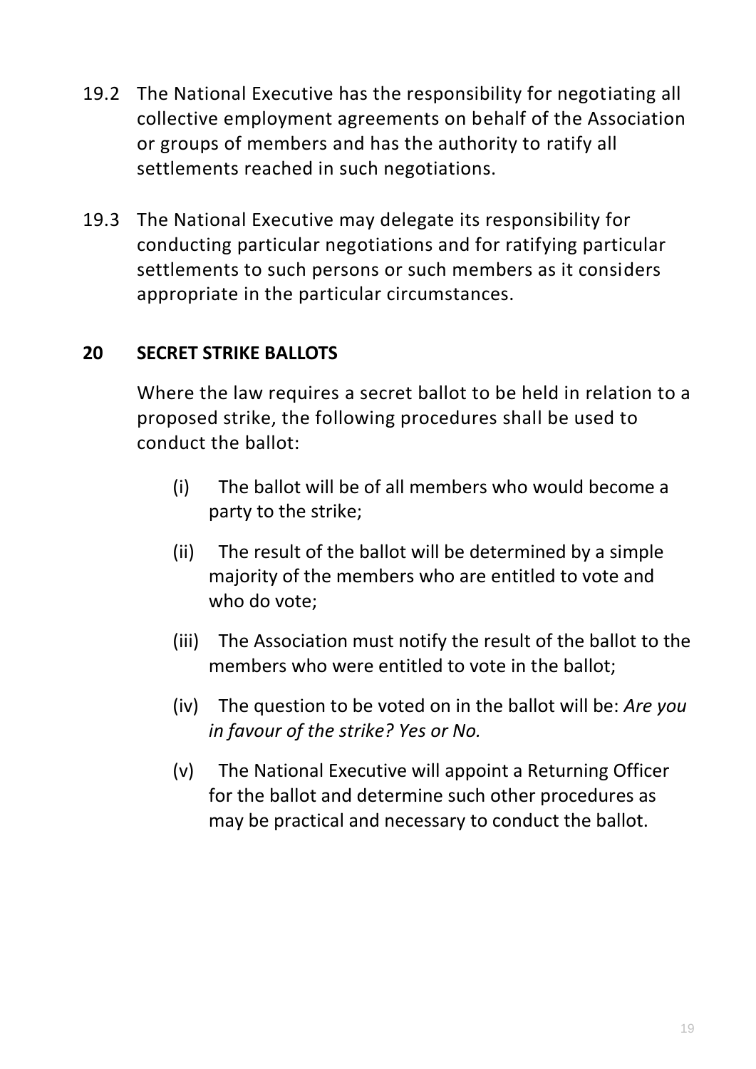19.2 The National Executive has the responsibility for negotiating all collective employment agreements on behalf of the Association or groups of members and has the authority to ratify all settlements reached in such negotiations.

19.3 The National Executive may delegate its responsibility for conducting particular negotiations and for ratifying particular settlements to such persons or such members as it considers appropriate in the particular circumstances.

## 20 SECRET STRIKE BALLOTS

Where the law requires a secret ballot to be held in relation to a proposed strike, the following procedures shall be used to conduct the ballot:

(i) The ballot will be of all members who would become a party to the strike;

(ii) The result of the ballot will be determined by a simple majority of the members who are entitled to vote and who do vote;

(iii) The Association must notify the result of the ballot to the members who were entitled to vote in the ballot;

(iv) The question to be voted on in the ballot will be: *Are you in favour of the strike? Yes or No.*

(v) The National Executive will appoint a Returning Officer for the ballot and determine such other procedures as may be practical and necessary to conduct the ballot.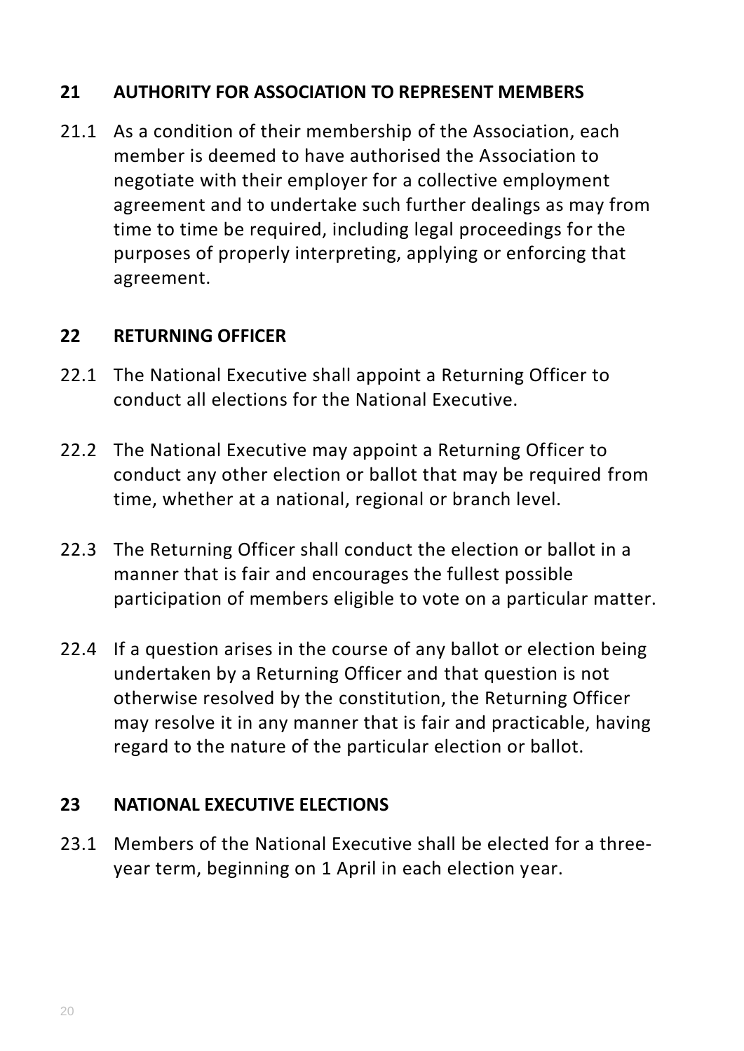## 21 AUTHORITY FOR ASSOCIATION TO REPRESENT MEMBERS

21.1 As a condition of their membership of the Association, each member is deemed to have authorised the Association to negotiate with their employer for a collective employment agreement and to undertake such further dealings as may from time to time be required, including legal proceedings for the purposes of properly interpreting, applying or enforcing that agreement.

## 22 RETURNING OFFICER

22.1 The National Executive shall appoint a Returning Officer to conduct all elections for the National Executive.

22.2 The National Executive may appoint a Returning Officer to conduct any other election or ballot that may be required from time, whether at a national, regional or branch level.

22.3 The Returning Officer shall conduct the election or ballot in a manner that is fair and encourages the fullest possible participation of members eligible to vote on a particular matter.

22.4 If a question arises in the course of any ballot or election being undertaken by a Returning Officer and that question is not otherwise resolved by the constitution, the Returning Officer may resolve it in any manner that is fair and practicable, having regard to the nature of the particular election or ballot.

## 23 NATIONAL EXECUTIVE ELECTIONS

23.1 Members of the National Executive shall be elected for a three-year term, beginning on 1 April in each election year.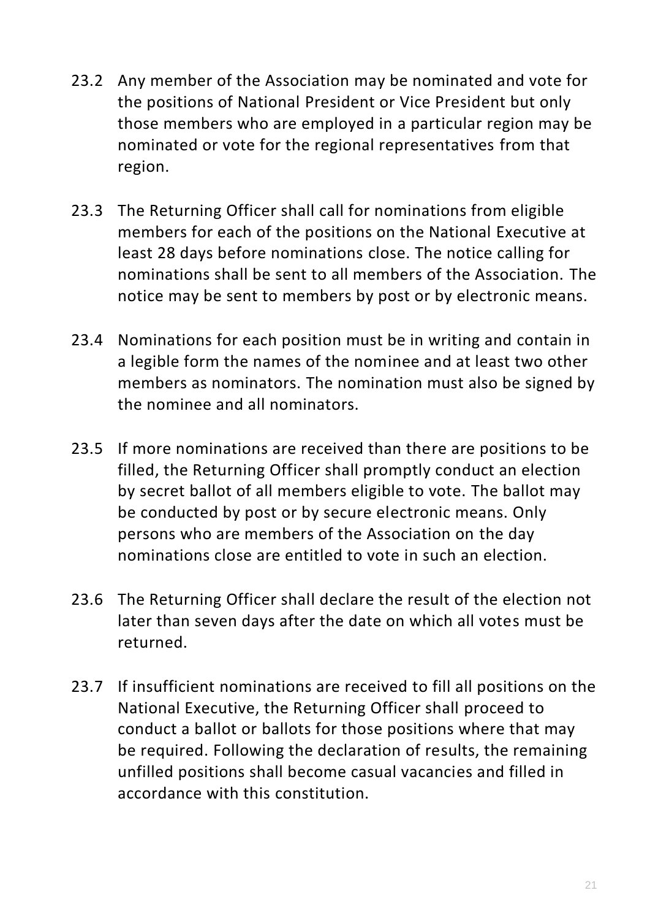23.2 Any member of the Association may be nominated and vote for the positions of National President or Vice President but only those members who are employed in a particular region may be nominated or vote for the regional representatives from that region.

23.3 The Returning Officer shall call for nominations from eligible members for each of the positions on the National Executive at least 28 days before nominations close. The notice calling for nominations shall be sent to all members of the Association. The notice may be sent to members by post or by electronic means.

23.4 Nominations for each position must be in writing and contain in a legible form the names of the nominee and at least two other members as nominators. The nomination must also be signed by the nominee and all nominators.

23.5 If more nominations are received than there are positions to be filled, the Returning Officer shall promptly conduct an election by secret ballot of all members eligible to vote. The ballot may be conducted by post or by secure electronic means. Only persons who are members of the Association on the day nominations close are entitled to vote in such an election.

23.6 The Returning Officer shall declare the result of the election not later than seven days after the date on which all votes must be returned.

23.7 If insufficient nominations are received to fill all positions on the National Executive, the Returning Officer shall proceed to conduct a ballot or ballots for those positions where that may be required. Following the declaration of results, the remaining unfilled positions shall become casual vacancies and filled in accordance with this constitution.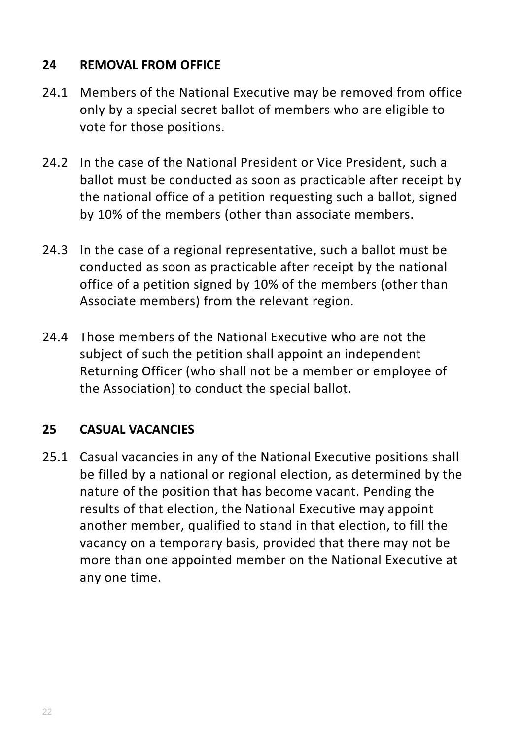## 24 REMOVAL FROM OFFICE

24.1 Members of the National Executive may be removed from office only by a special secret ballot of members who are eligible to vote for those positions.

24.2 In the case of the National President or Vice President, such a ballot must be conducted as soon as practicable after receipt by the national office of a petition requesting such a ballot, signed by 10% of the members (other than associate members.

24.3 In the case of a regional representative, such a ballot must be conducted as soon as practicable after receipt by the national office of a petition signed by 10% of the members (other than Associate members) from the relevant region.

24.4 Those members of the National Executive who are not the subject of such the petition shall appoint an independent Returning Officer (who shall not be a member or employee of the Association) to conduct the special ballot.

## 25 CASUAL VACANCIES

25.1 Casual vacancies in any of the National Executive positions shall be filled by a national or regional election, as determined by the nature of the position that has become vacant. Pending the results of that election, the National Executive may appoint another member, qualified to stand in that election, to fill the vacancy on a temporary basis, provided that there may not be more than one appointed member on the National Executive at any one time.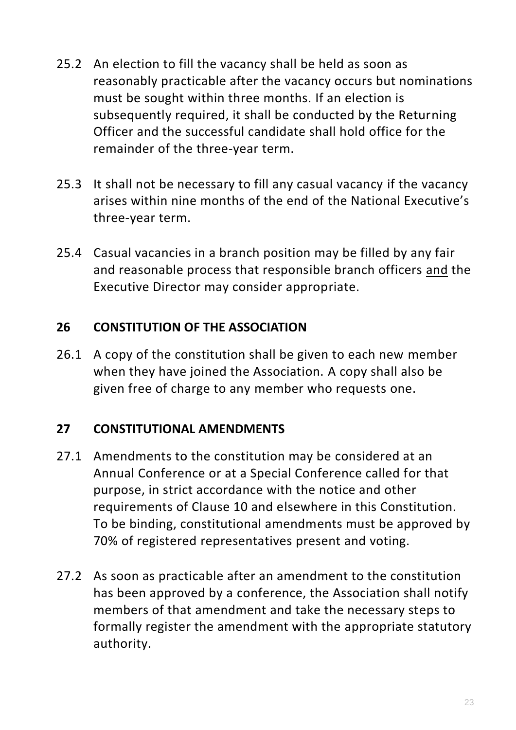25.2 An election to fill the vacancy shall be held as soon as reasonably practicable after the vacancy occurs but nominations must be sought within three months. If an election is subsequently required, it shall be conducted by the Returning Officer and the successful candidate shall hold office for the remainder of the three-year term.

25.3 It shall not be necessary to fill any casual vacancy if the vacancy arises within nine months of the end of the National Executive's three-year term.

25.4 Casual vacancies in a branch position may be filled by any fair and reasonable process that responsible branch officers <u>and</u> the Executive Director may consider appropriate.

## 26 CONSTITUTION OF THE ASSOCIATION

26.1 A copy of the constitution shall be given to each new member when they have joined the Association. A copy shall also be given free of charge to any member who requests one.

## 27 CONSTITUTIONAL AMENDMENTS

27.1 Amendments to the constitution may be considered at an Annual Conference or at a Special Conference called for that purpose, in strict accordance with the notice and other requirements of Clause 10 and elsewhere in this Constitution. To be binding, constitutional amendments must be approved by 70% of registered representatives present and voting.

27.2 As soon as practicable after an amendment to the constitution has been approved by a conference, the Association shall notify members of that amendment and take the necessary steps to formally register the amendment with the appropriate statutory authority.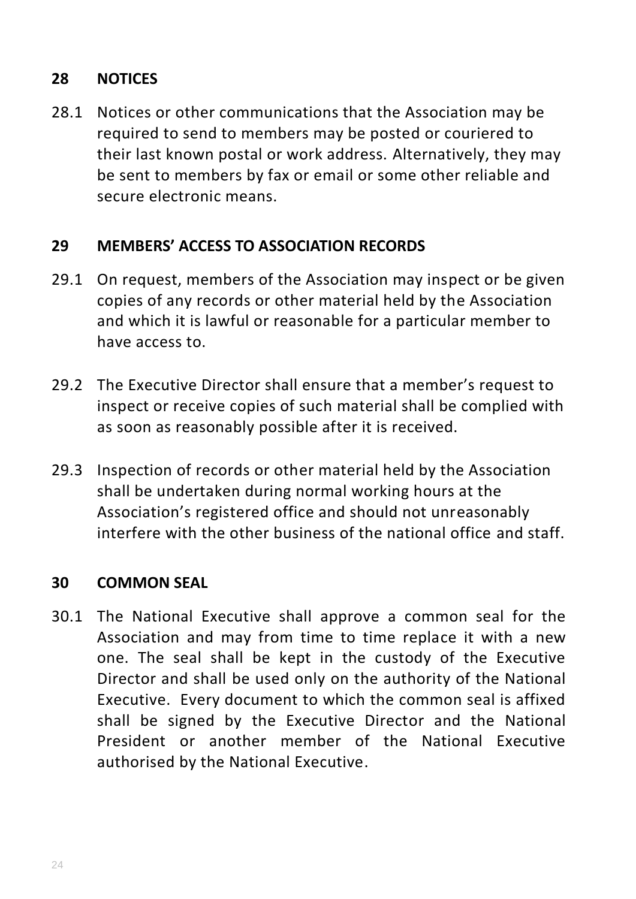## 28 NOTICES

28.1 Notices or other communications that the Association may be required to send to members may be posted or couriered to their last known postal or work address. Alternatively, they may be sent to members by fax or email or some other reliable and secure electronic means.

## 29 MEMBERS' ACCESS TO ASSOCIATION RECORDS

29.1 On request, members of the Association may inspect or be given copies of any records or other material held by the Association and which it is lawful or reasonable for a particular member to have access to.

29.2 The Executive Director shall ensure that a member's request to inspect or receive copies of such material shall be complied with as soon as reasonably possible after it is received.

29.3 Inspection of records or other material held by the Association shall be undertaken during normal working hours at the Association's registered office and should not unreasonably interfere with the other business of the national office and staff.

## 30 COMMON SEAL

30.1 The National Executive shall approve a common seal for the Association and may from time to time replace it with a new one. The seal shall be kept in the custody of the Executive Director and shall be used only on the authority of the National Executive. Every document to which the common seal is affixed shall be signed by the Executive Director and the National President or another member of the National Executive authorised by the National Executive.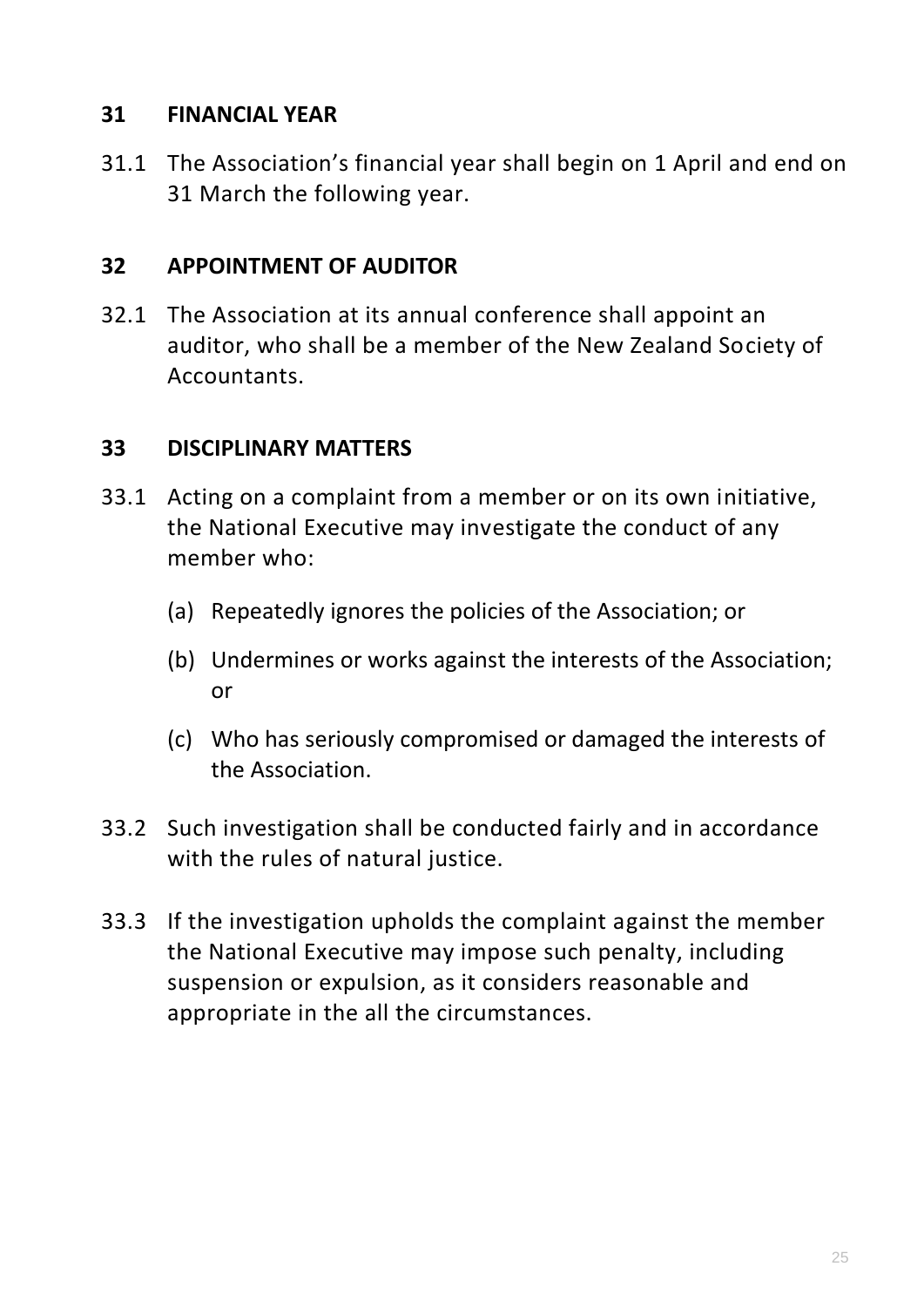## 31 FINANCIAL YEAR

31.1 The Association's financial year shall begin on 1 April and end on 31 March the following year.

## 32 APPOINTMENT OF AUDITOR

32.1 The Association at its annual conference shall appoint an auditor, who shall be a member of the New Zealand Society of Accountants.

## 33 DISCIPLINARY MATTERS

33.1 Acting on a complaint from a member or on its own initiative, the National Executive may investigate the conduct of any member who:

- (a) Repeatedly ignores the policies of the Association; or
- (b) Undermines or works against the interests of the Association; or
- (c) Who has seriously compromised or damaged the interests of the Association.

33.2 Such investigation shall be conducted fairly and in accordance with the rules of natural justice.

33.3 If the investigation upholds the complaint against the member the National Executive may impose such penalty, including suspension or expulsion, as it considers reasonable and appropriate in the all the circumstances.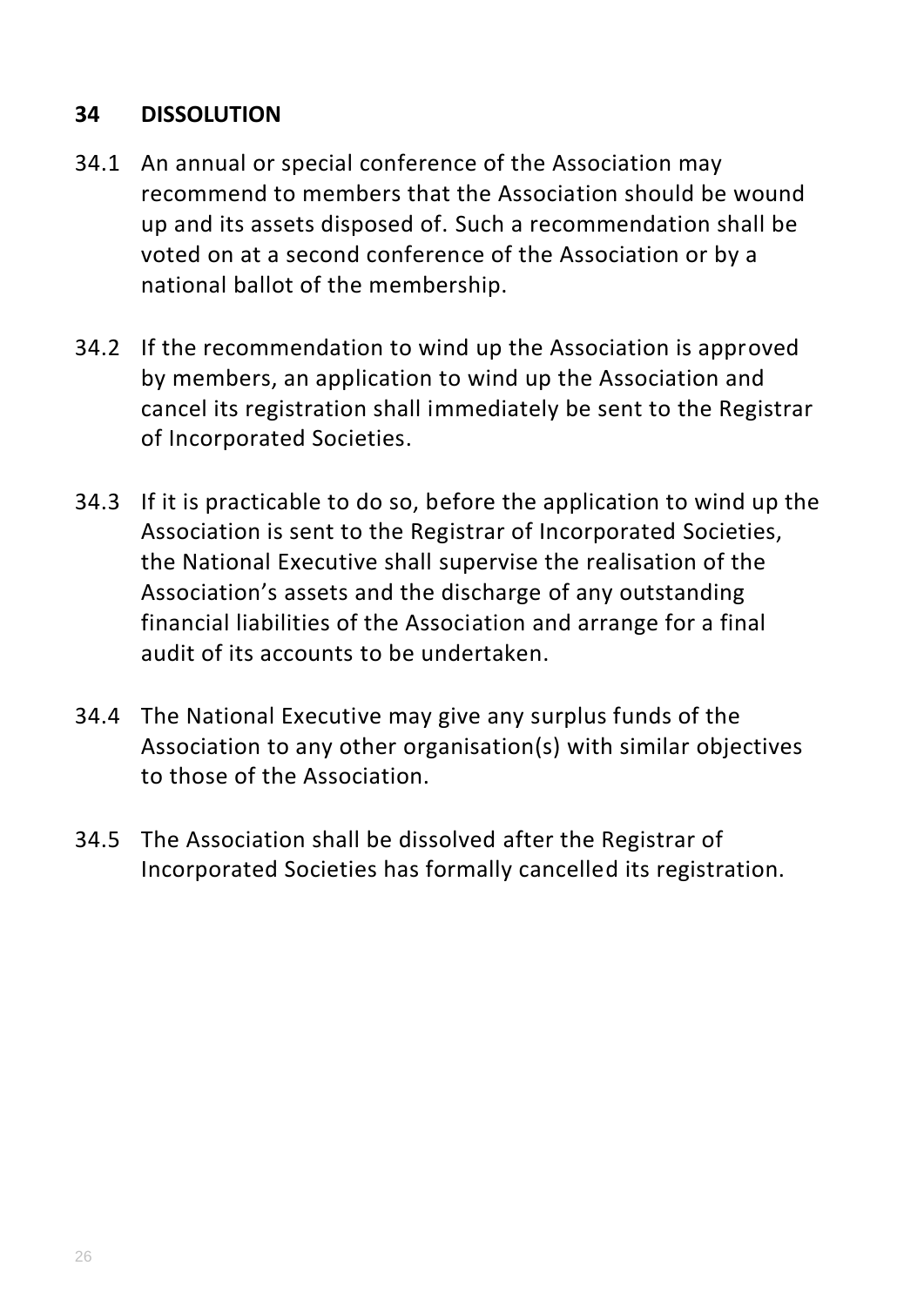## 34 DISSOLUTION

34.1 An annual or special conference of the Association may recommend to members that the Association should be wound up and its assets disposed of. Such a recommendation shall be voted on at a second conference of the Association or by a national ballot of the membership.

34.2 If the recommendation to wind up the Association is approved by members, an application to wind up the Association and cancel its registration shall immediately be sent to the Registrar of Incorporated Societies.

34.3 If it is practicable to do so, before the application to wind up the Association is sent to the Registrar of Incorporated Societies, the National Executive shall supervise the realisation of the Association's assets and the discharge of any outstanding financial liabilities of the Association and arrange for a final audit of its accounts to be undertaken.

34.4 The National Executive may give any surplus funds of the Association to any other organisation(s) with similar objectives to those of the Association.

34.5 The Association shall be dissolved after the Registrar of Incorporated Societies has formally cancelled its registration.